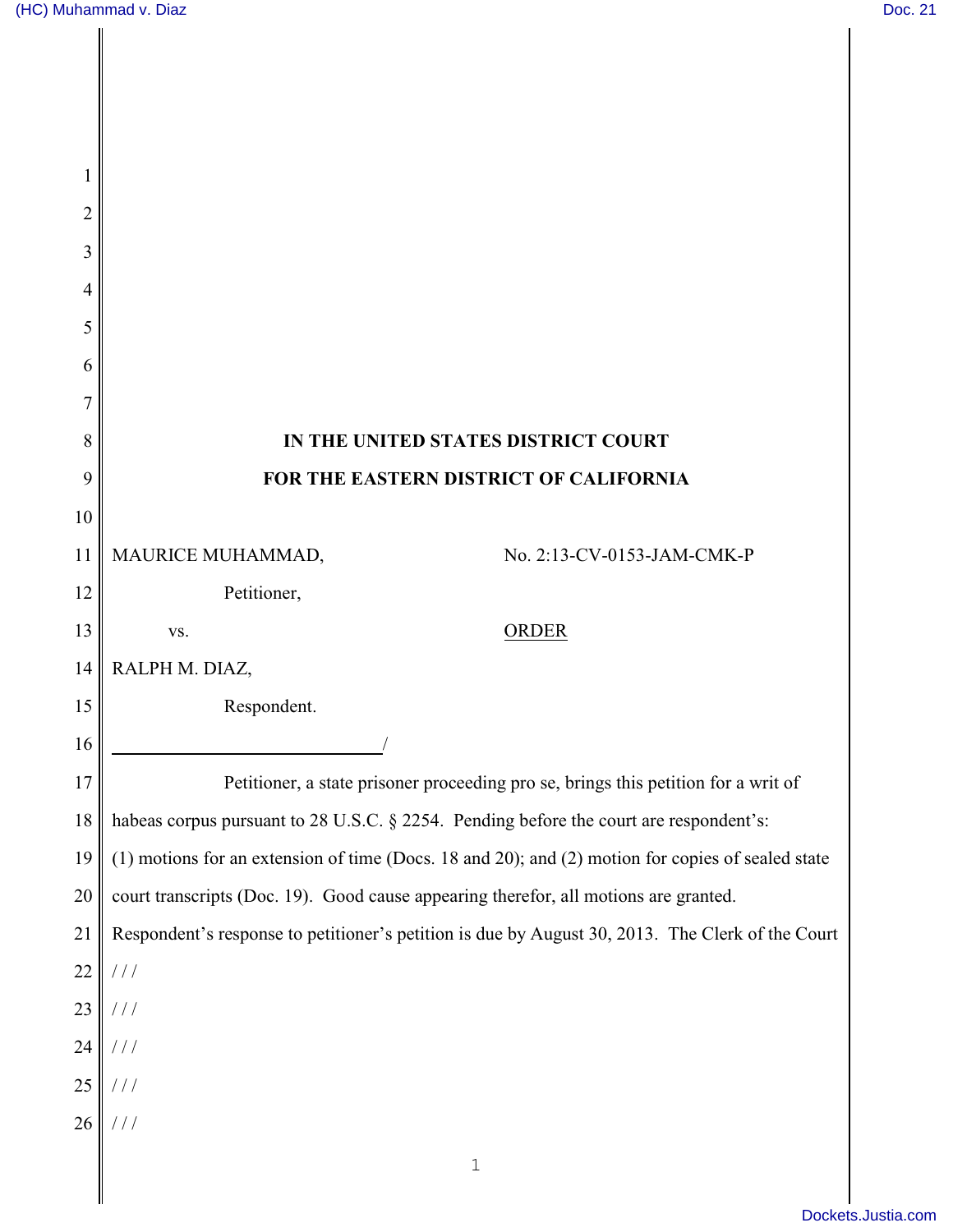**IN THE UNITED STATES DISTRICT COURT**

**FOR THE EASTERN DISTRICT OF CALIFORNIA**

MAURICE MUHAMMAD,

Petitioner,

vs.

RALPH M. DIAZ,

Respondent.

No. 2:13-CV-0153-JAM-CMK-P

ORDER

Petitioner, a state prisoner proceeding pro se, brings this petition for a writ of habeas corpus pursuant to 28 U.S.C. § 2254. Pending before the court are respondent's: (1) motions for an extension of time (Docs. 18 and 20); and (2) motion for copies of sealed state court transcripts (Doc. 19). Good cause appearing therefor, all motions are granted. Respondent's response to petitioner's petition is due by August 30, 2013. The Clerk of the Court

/ / /

/ / /

/ / /

/ / /

/ / /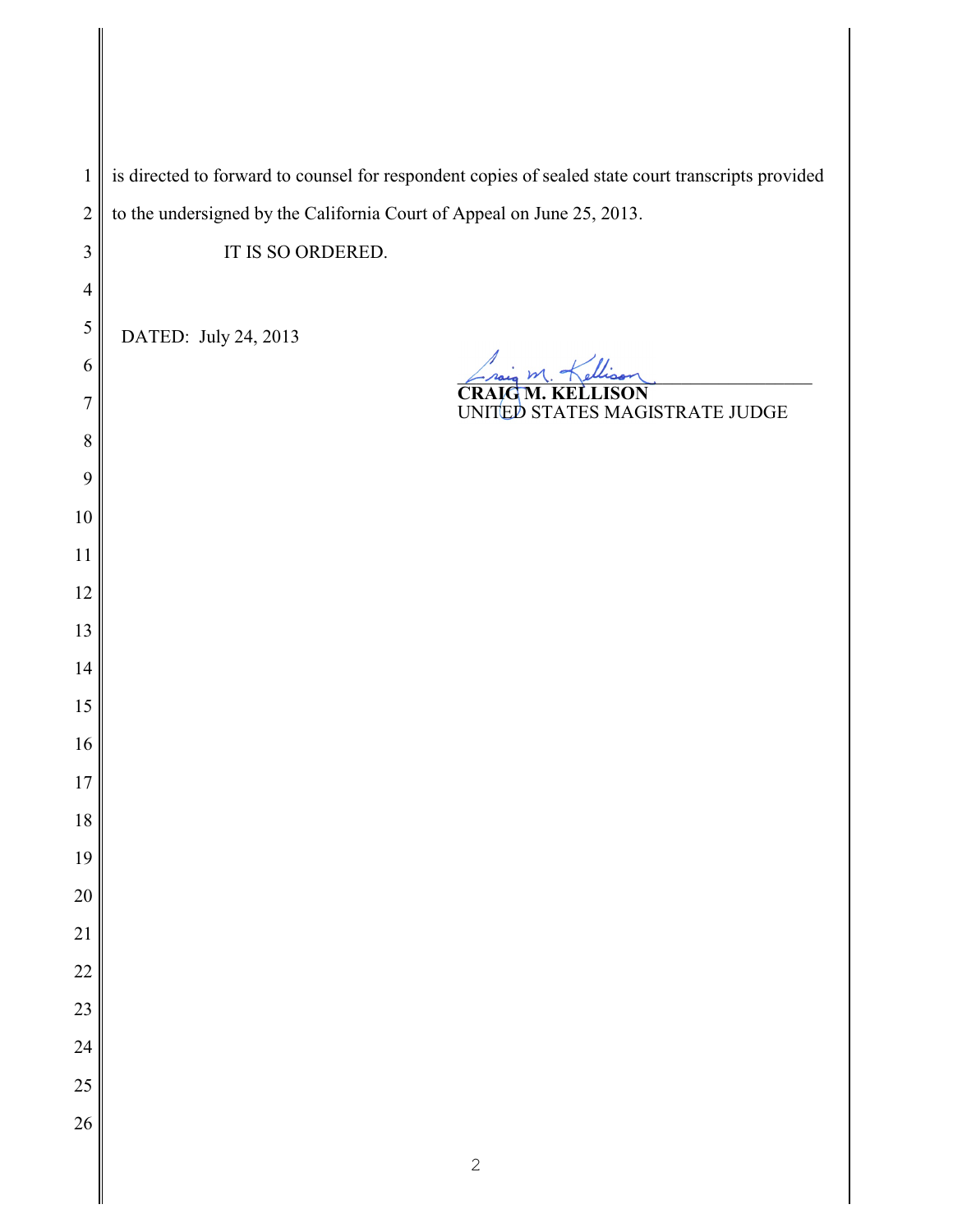is directed to forward to counsel for respondent copies of sealed state court transcripts provided to the undersigned by the California Court of Appeal on June 25, 2013.

IT IS SO ORDERED.

DATED: July 24, 2013

**CRAIG M. KELLISON**
UNITED STATES MAGISTRATE JUDGE